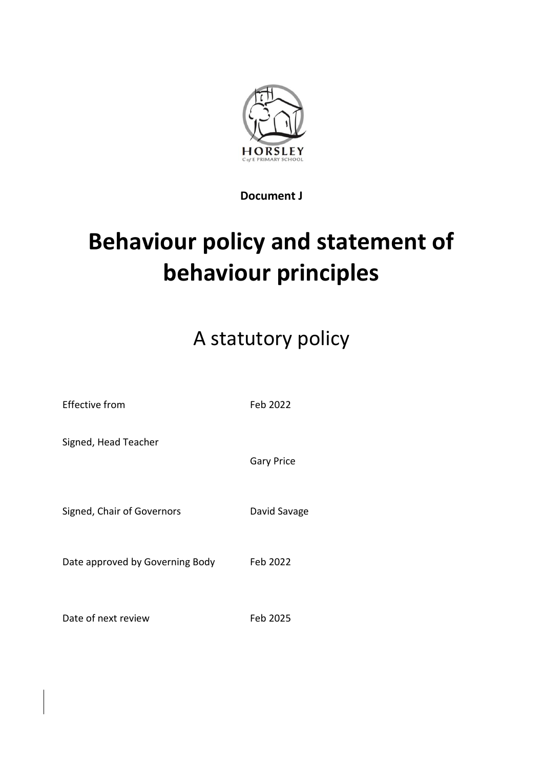HORSLEY
C of E PRIMARY SCHOOL

**Document J**

# Behaviour policy and statement of behaviour principles

## A statutory policy

| | |
|---|---|
| Effective from | Feb 2022 |
| Signed, Head Teacher | Gary Price |
| Signed, Chair of Governors | David Savage |
| Date approved by Governing Body | Feb 2022 |
| Date of next review | Feb 2025 |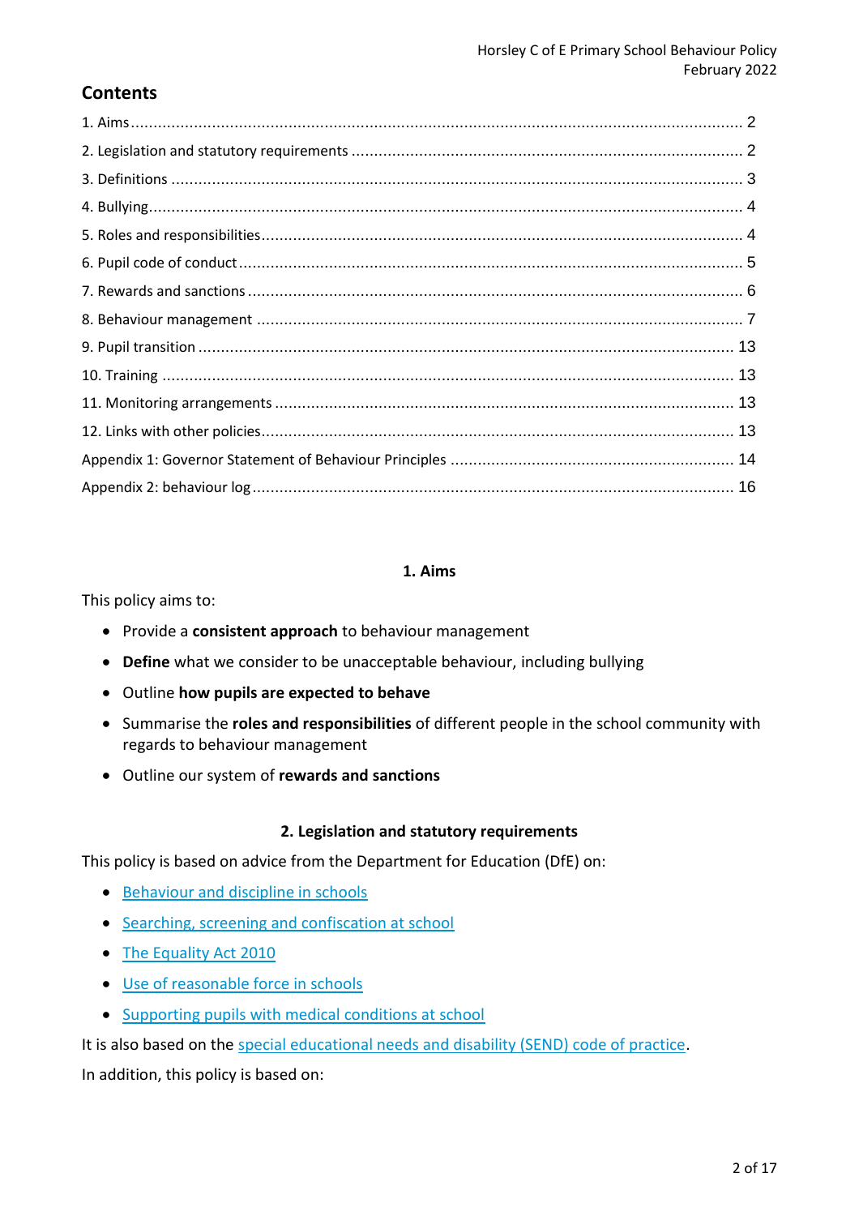## Contents

1. Aims ........ 2
2. Legislation and statutory requirements ........ 2
3. Definitions ........ 3
4. Bullying ........ 4
5. Roles and responsibilities ........ 4
6. Pupil code of conduct ........ 5
7. Rewards and sanctions ........ 6
8. Behaviour management ........ 7
9. Pupil transition ........ 13
10. Training ........ 13
11. Monitoring arrangements ........ 13
12. Links with other policies ........ 13

Appendix 1: Governor Statement of Behaviour Principles ........ 14

Appendix 2: behaviour log ........ 16

## 1. Aims

This policy aims to:

- Provide a **consistent approach** to behaviour management
- **Define** what we consider to be unacceptable behaviour, including bullying
- Outline **how pupils are expected to behave**
- Summarise the **roles and responsibilities** of different people in the school community with regards to behaviour management
- Outline our system of **rewards and sanctions**

## 2. Legislation and statutory requirements

This policy is based on advice from the Department for Education (DfE) on:

- Behaviour and discipline in schools
- Searching, screening and confiscation at school
- The Equality Act 2010
- Use of reasonable force in schools
- Supporting pupils with medical conditions at school

It is also based on the special educational needs and disability (SEND) code of practice.

In addition, this policy is based on: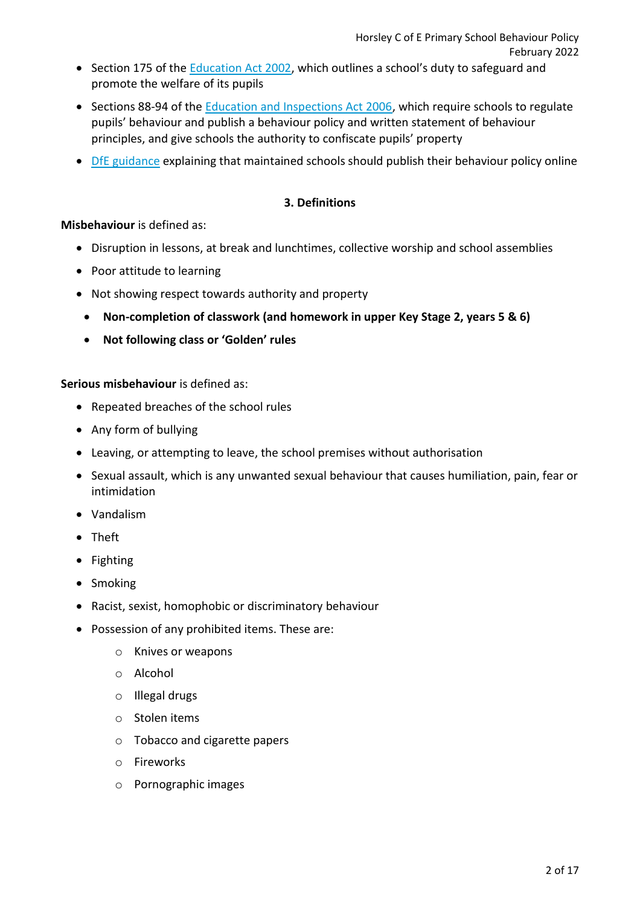- Section 175 of the [Education Act 2002](), which outlines a school's duty to safeguard and promote the welfare of its pupils
- Sections 88-94 of the [Education and Inspections Act 2006](), which require schools to regulate pupils' behaviour and publish a behaviour policy and written statement of behaviour principles, and give schools the authority to confiscate pupils' property
- [DfE guidance]() explaining that maintained schools should publish their behaviour policy online

## 3. Definitions

**Misbehaviour** is defined as:

- Disruption in lessons, at break and lunchtimes, collective worship and school assemblies
- Poor attitude to learning
- Not showing respect towards authority and property
- **Non-completion of classwork (and homework in upper Key Stage 2, years 5 & 6)**
- **Not following class or 'Golden' rules**

**Serious misbehaviour** is defined as:

- Repeated breaches of the school rules
- Any form of bullying
- Leaving, or attempting to leave, the school premises without authorisation
- Sexual assault, which is any unwanted sexual behaviour that causes humiliation, pain, fear or intimidation
- Vandalism
- Theft
- Fighting
- Smoking
- Racist, sexist, homophobic or discriminatory behaviour
- Possession of any prohibited items. These are:
  - Knives or weapons
  - Alcohol
  - Illegal drugs
  - Stolen items
  - Tobacco and cigarette papers
  - Fireworks
  - Pornographic images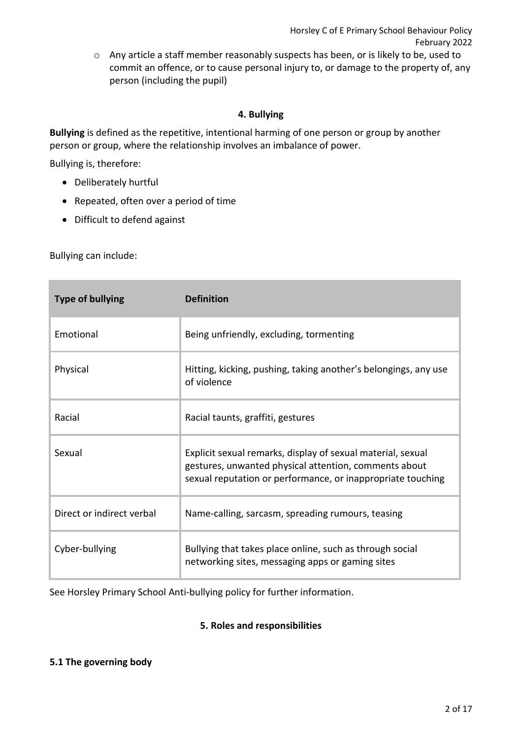- Any article a staff member reasonably suspects has been, or is likely to be, used to commit an offence, or to cause personal injury to, or damage to the property of, any person (including the pupil)

## 4. Bullying

**Bullying** is defined as the repetitive, intentional harming of one person or group by another person or group, where the relationship involves an imbalance of power.

Bullying is, therefore:

- Deliberately hurtful
- Repeated, often over a period of time
- Difficult to defend against

Bullying can include:

| Type of bullying | Definition |
|---|---|
| Emotional | Being unfriendly, excluding, tormenting |
| Physical | Hitting, kicking, pushing, taking another's belongings, any use of violence |
| Racial | Racial taunts, graffiti, gestures |
| Sexual | Explicit sexual remarks, display of sexual material, sexual gestures, unwanted physical attention, comments about sexual reputation or performance, or inappropriate touching |
| Direct or indirect verbal | Name-calling, sarcasm, spreading rumours, teasing |
| Cyber-bullying | Bullying that takes place online, such as through social networking sites, messaging apps or gaming sites |

See Horsley Primary School Anti-bullying policy for further information.

## 5. Roles and responsibilities

### 5.1 The governing body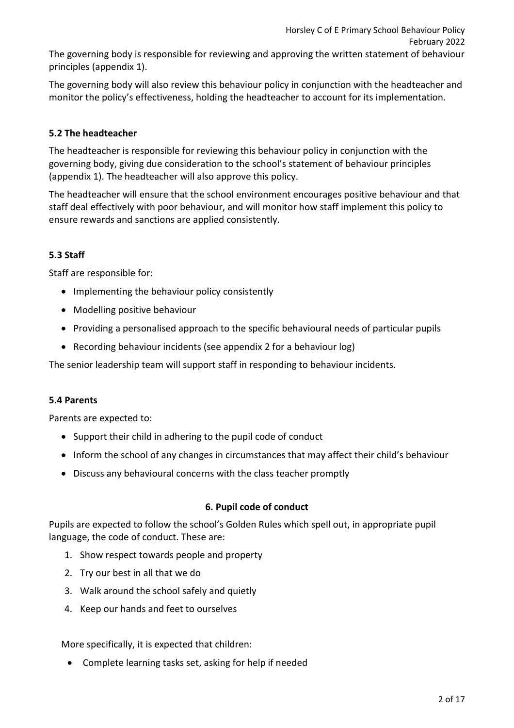The governing body is responsible for reviewing and approving the written statement of behaviour principles (appendix 1).

The governing body will also review this behaviour policy in conjunction with the headteacher and monitor the policy's effectiveness, holding the headteacher to account for its implementation.

### 5.2 The headteacher

The headteacher is responsible for reviewing this behaviour policy in conjunction with the governing body, giving due consideration to the school's statement of behaviour principles (appendix 1). The headteacher will also approve this policy.

The headteacher will ensure that the school environment encourages positive behaviour and that staff deal effectively with poor behaviour, and will monitor how staff implement this policy to ensure rewards and sanctions are applied consistently.

### 5.3 Staff

Staff are responsible for:

- Implementing the behaviour policy consistently
- Modelling positive behaviour
- Providing a personalised approach to the specific behavioural needs of particular pupils
- Recording behaviour incidents (see appendix 2 for a behaviour log)

The senior leadership team will support staff in responding to behaviour incidents.

### 5.4 Parents

Parents are expected to:

- Support their child in adhering to the pupil code of conduct
- Inform the school of any changes in circumstances that may affect their child's behaviour
- Discuss any behavioural concerns with the class teacher promptly

## 6. Pupil code of conduct

Pupils are expected to follow the school's Golden Rules which spell out, in appropriate pupil language, the code of conduct. These are:

1. Show respect towards people and property
2. Try our best in all that we do
3. Walk around the school safely and quietly
4. Keep our hands and feet to ourselves

More specifically, it is expected that children:

- Complete learning tasks set, asking for help if needed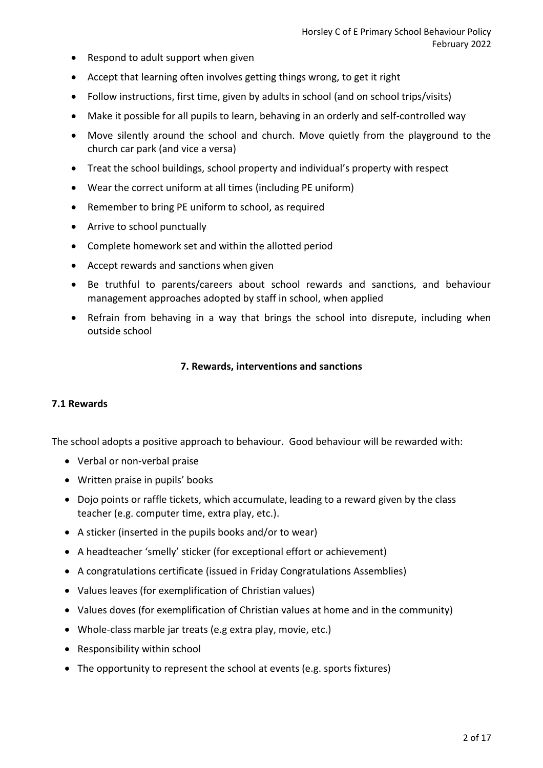- Respond to adult support when given
- Accept that learning often involves getting things wrong, to get it right
- Follow instructions, first time, given by adults in school (and on school trips/visits)
- Make it possible for all pupils to learn, behaving in an orderly and self-controlled way
- Move silently around the school and church. Move quietly from the playground to the church car park (and vice a versa)
- Treat the school buildings, school property and individual's property with respect
- Wear the correct uniform at all times (including PE uniform)
- Remember to bring PE uniform to school, as required
- Arrive to school punctually
- Complete homework set and within the allotted period
- Accept rewards and sanctions when given
- Be truthful to parents/careers about school rewards and sanctions, and behaviour management approaches adopted by staff in school, when applied
- Refrain from behaving in a way that brings the school into disrepute, including when outside school

## 7. Rewards, interventions and sanctions

### 7.1 Rewards

The school adopts a positive approach to behaviour. Good behaviour will be rewarded with:

- Verbal or non-verbal praise
- Written praise in pupils' books
- Dojo points or raffle tickets, which accumulate, leading to a reward given by the class teacher (e.g. computer time, extra play, etc.).
- A sticker (inserted in the pupils books and/or to wear)
- A headteacher 'smelly' sticker (for exceptional effort or achievement)
- A congratulations certificate (issued in Friday Congratulations Assemblies)
- Values leaves (for exemplification of Christian values)
- Values doves (for exemplification of Christian values at home and in the community)
- Whole-class marble jar treats (e.g extra play, movie, etc.)
- Responsibility within school
- The opportunity to represent the school at events (e.g. sports fixtures)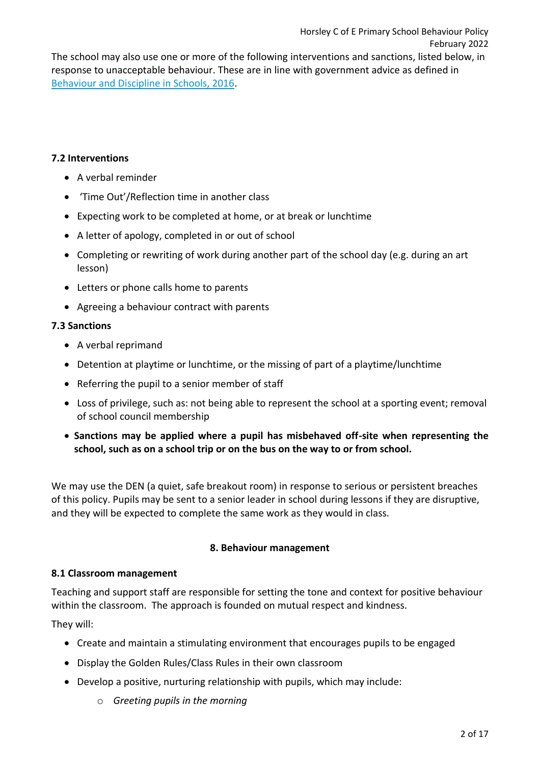The school may also use one or more of the following interventions and sanctions, listed below, in response to unacceptable behaviour. These are in line with government advice as defined in [Behaviour and Discipline in Schools, 2016](#).

### 7.2 Interventions

- A verbal reminder
- 'Time Out'/Reflection time in another class
- Expecting work to be completed at home, or at break or lunchtime
- A letter of apology, completed in or out of school
- Completing or rewriting of work during another part of the school day (e.g. during an art lesson)
- Letters or phone calls home to parents
- Agreeing a behaviour contract with parents

### 7.3 Sanctions

- A verbal reprimand
- Detention at playtime or lunchtime, or the missing of part of a playtime/lunchtime
- Referring the pupil to a senior member of staff
- Loss of privilege, such as: not being able to represent the school at a sporting event; removal of school council membership
- **Sanctions may be applied where a pupil has misbehaved off-site when representing the school, such as on a school trip or on the bus on the way to or from school.**

We may use the DEN (a quiet, safe breakout room) in response to serious or persistent breaches of this policy. Pupils may be sent to a senior leader in school during lessons if they are disruptive, and they will be expected to complete the same work as they would in class.

## 8. Behaviour management

### 8.1 Classroom management

Teaching and support staff are responsible for setting the tone and context for positive behaviour within the classroom. The approach is founded on mutual respect and kindness.

They will:

- Create and maintain a stimulating environment that encourages pupils to be engaged
- Display the Golden Rules/Class Rules in their own classroom
- Develop a positive, nurturing relationship with pupils, which may include:
  - *Greeting pupils in the morning*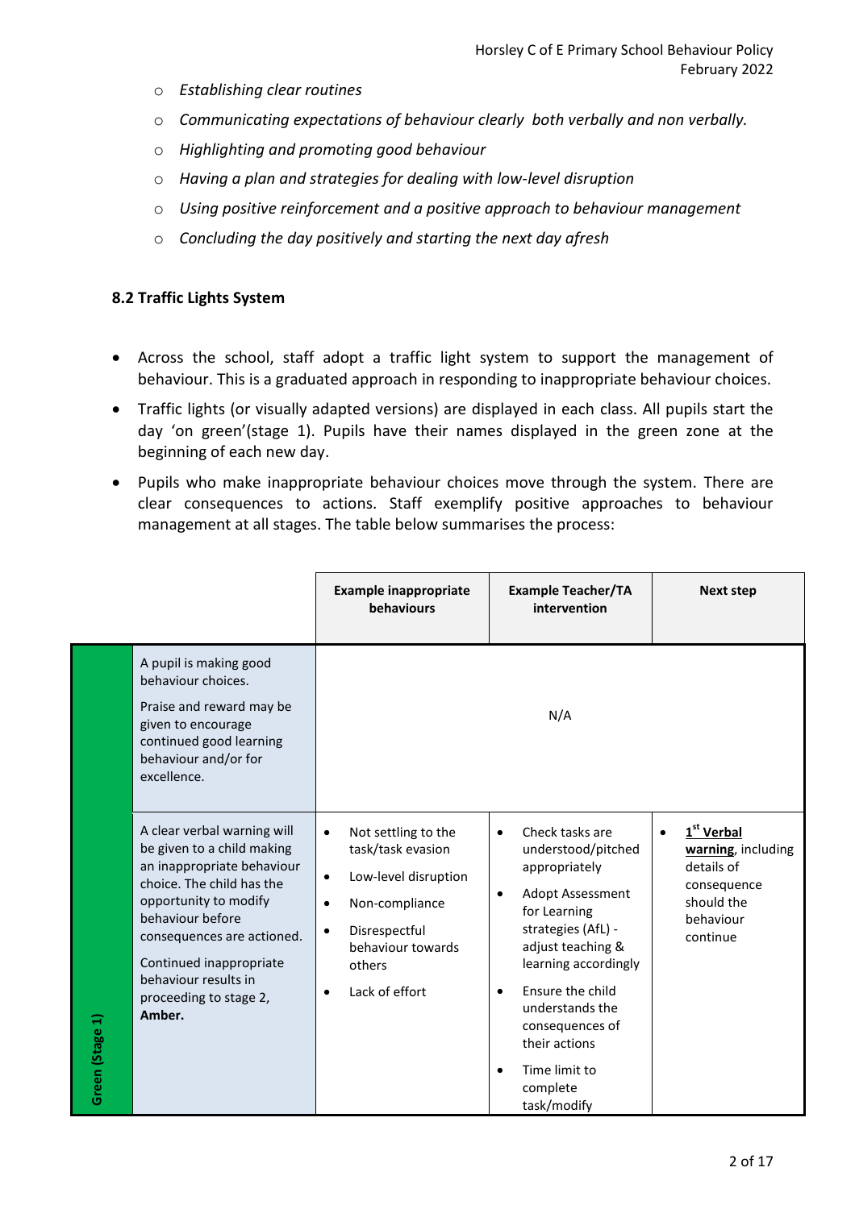- *Establishing clear routines*
- *Communicating expectations of behaviour clearly both verbally and non verbally.*
- *Highlighting and promoting good behaviour*
- *Having a plan and strategies for dealing with low-level disruption*
- *Using positive reinforcement and a positive approach to behaviour management*
- *Concluding the day positively and starting the next day afresh*

### 8.2 Traffic Lights System

- Across the school, staff adopt a traffic light system to support the management of behaviour. This is a graduated approach in responding to inappropriate behaviour choices.
- Traffic lights (or visually adapted versions) are displayed in each class. All pupils start the day 'on green'(stage 1). Pupils have their names displayed in the green zone at the beginning of each new day.
- Pupils who make inappropriate behaviour choices move through the system. There are clear consequences to actions. Staff exemplify positive approaches to behaviour management at all stages. The table below summarises the process:

| | | Example inappropriate behaviours | Example Teacher/TA intervention | Next step |
|---|---|---|---|---|
| Green (Stage 1) | A pupil is making good behaviour choices.<br><br>Praise and reward may be given to encourage continued good learning behaviour and/or for excellence. | N/A | | |
| Green (Stage 1) | A clear verbal warning will be given to a child making an inappropriate behaviour choice. The child has the opportunity to modify behaviour before consequences are actioned.<br><br>Continued inappropriate behaviour results in proceeding to stage 2, **Amber.** | • Not settling to the task/task evasion<br>• Low-level disruption<br>• Non-compliance<br>• Disrespectful behaviour towards others<br>• Lack of effort | • Check tasks are understood/pitched appropriately<br>• Adopt Assessment for Learning strategies (AfL) - adjust teaching & learning accordingly<br>• Ensure the child understands the consequences of their actions<br>• Time limit to complete task/modify | • **1st Verbal warning**, including details of consequence should the behaviour continue |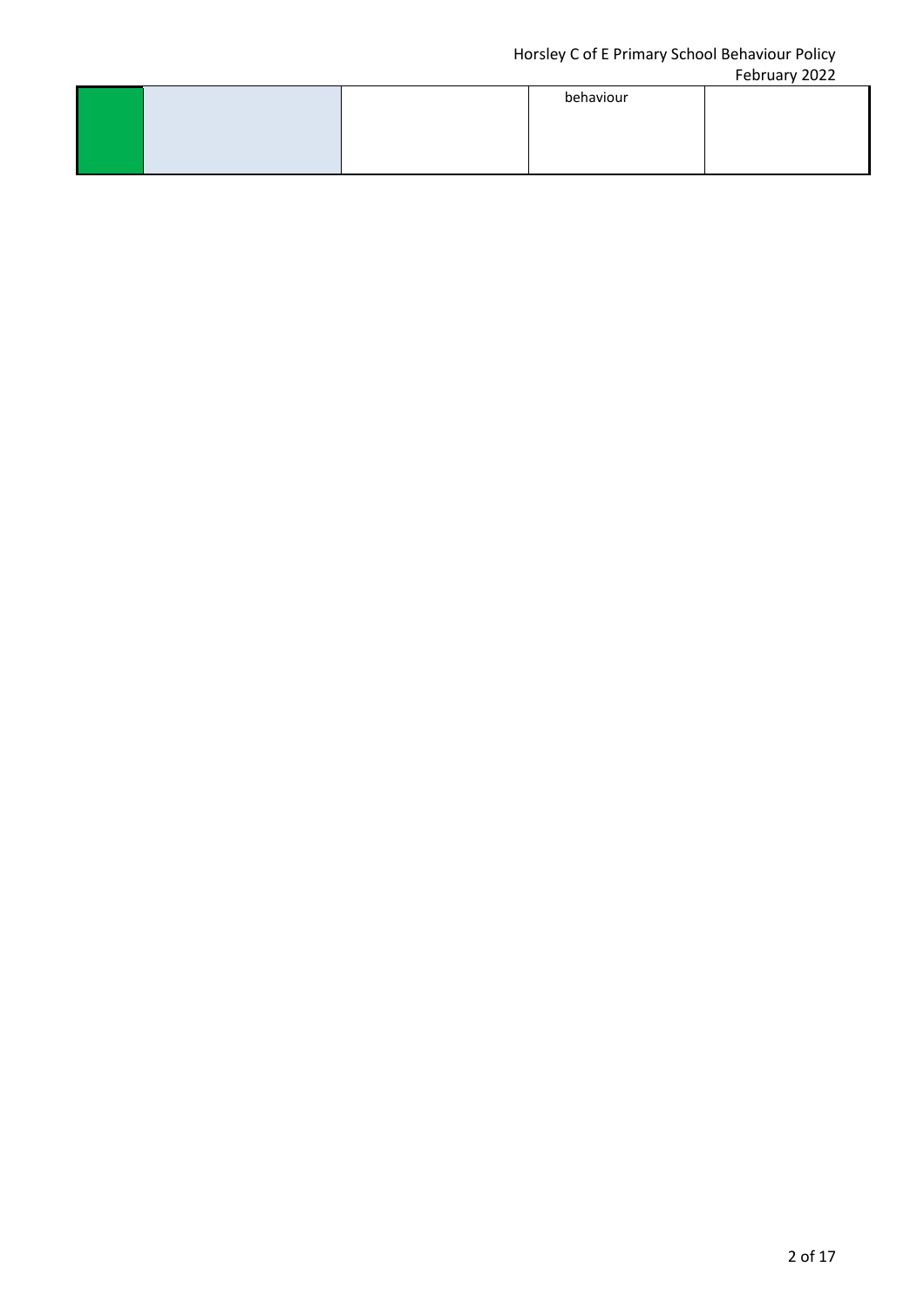|  |  |  | behaviour |  |
|---|---|---|---|---|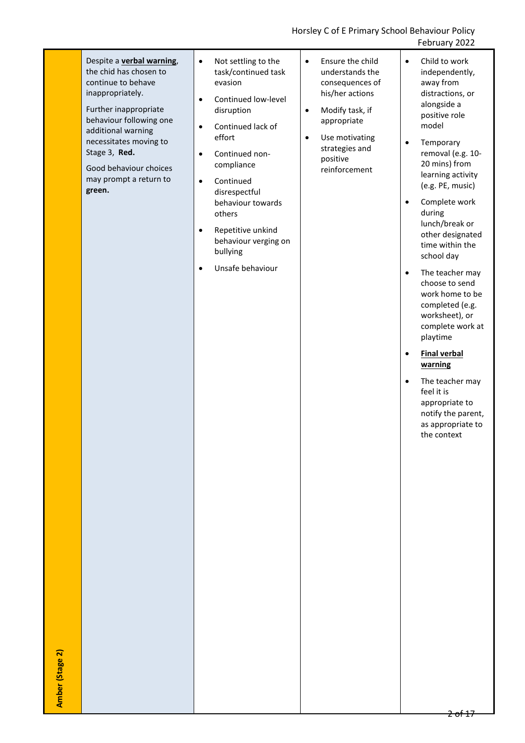| Amber (Stage 2) | Despite a **verbal warning**, the chid has chosen to continue to behave inappropriately.<br><br>Further inappropriate behaviour following one additional warning necessitates moving to Stage 3, **Red.**<br><br>Good behaviour choices may prompt a return to **green.** | • Not settling to the task/continued task evasion<br>• Continued low-level disruption<br>• Continued lack of effort<br>• Continued non-compliance<br>• Continued disrespectful behaviour towards others<br>• Repetitive unkind behaviour verging on bullying<br>• Unsafe behaviour | • Ensure the child understands the consequences of his/her actions<br>• Modify task, if appropriate<br>• Use motivating strategies and positive reinforcement | • Child to work independently, away from distractions, or alongside a positive role model<br>• Temporary removal (e.g. 10-20 mins) from learning activity (e.g. PE, music)<br>• Complete work during lunch/break or other designated time within the school day<br>• The teacher may choose to send work home to be completed (e.g. worksheet), or complete work at playtime<br>• **Final verbal warning**<br>• The teacher may feel it is appropriate to notify the parent, as appropriate to the context |
|---|---|---|---|---|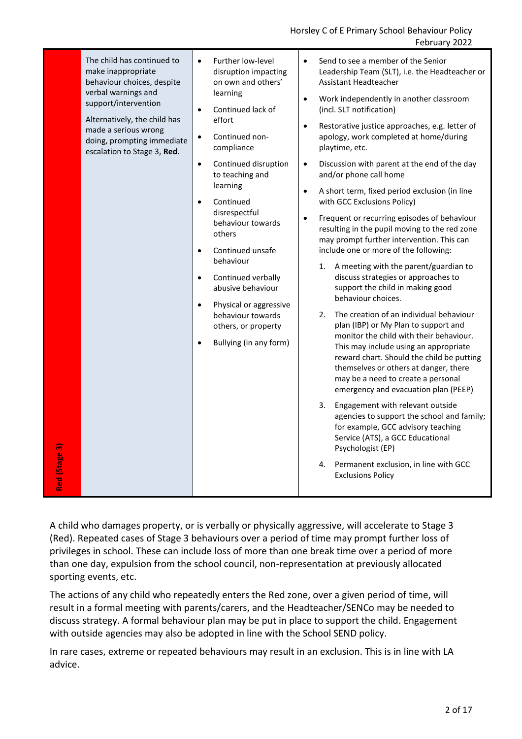| Red (Stage 3) | The child has continued to make inappropriate behaviour choices, despite verbal warnings and support/intervention<br><br>Alternatively, the child has made a serious wrong doing, prompting immediate escalation to Stage 3, **Red**. | • Further low-level disruption impacting on own and others' learning<br>• Continued lack of effort<br>• Continued non-compliance<br>• Continued disruption to teaching and learning<br>• Continued disrespectful behaviour towards others<br>• Continued unsafe behaviour<br>• Continued verbally abusive behaviour<br>• Physical or aggressive behaviour towards others, or property<br>• Bullying (in any form) | • Send to see a member of the Senior Leadership Team (SLT), i.e. the Headteacher or Assistant Headteacher<br>• Work independently in another classroom (incl. SLT notification)<br>• Restorative justice approaches, e.g. letter of apology, work completed at home/during playtime, etc.<br>• Discussion with parent at the end of the day and/or phone call home<br>• A short term, fixed period exclusion (in line with GCC Exclusions Policy)<br>• Frequent or recurring episodes of behaviour resulting in the pupil moving to the red zone may prompt further intervention. This can include one or more of the following:<br>1. A meeting with the parent/guardian to discuss strategies or approaches to support the child in making good behaviour choices.<br>2. The creation of an individual behaviour plan (IBP) or My Plan to support and monitor the child with their behaviour. This may include using an appropriate reward chart. Should the child be putting themselves or others at danger, there may be a need to create a personal emergency and evacuation plan (PEEP)<br>3. Engagement with relevant outside agencies to support the school and family; for example, GCC advisory teaching Service (ATS), a GCC Educational Psychologist (EP)<br>4. Permanent exclusion, in line with GCC Exclusions Policy |
|---|---|---|---|

A child who damages property, or is verbally or physically aggressive, will accelerate to Stage 3 (Red). Repeated cases of Stage 3 behaviours over a period of time may prompt further loss of privileges in school. These can include loss of more than one break time over a period of more than one day, expulsion from the school council, non-representation at previously allocated sporting events, etc.

The actions of any child who repeatedly enters the Red zone, over a given period of time, will result in a formal meeting with parents/carers, and the Headteacher/SENCo may be needed to discuss strategy. A formal behaviour plan may be put in place to support the child. Engagement with outside agencies may also be adopted in line with the School SEND policy.

In rare cases, extreme or repeated behaviours may result in an exclusion. This is in line with LA advice.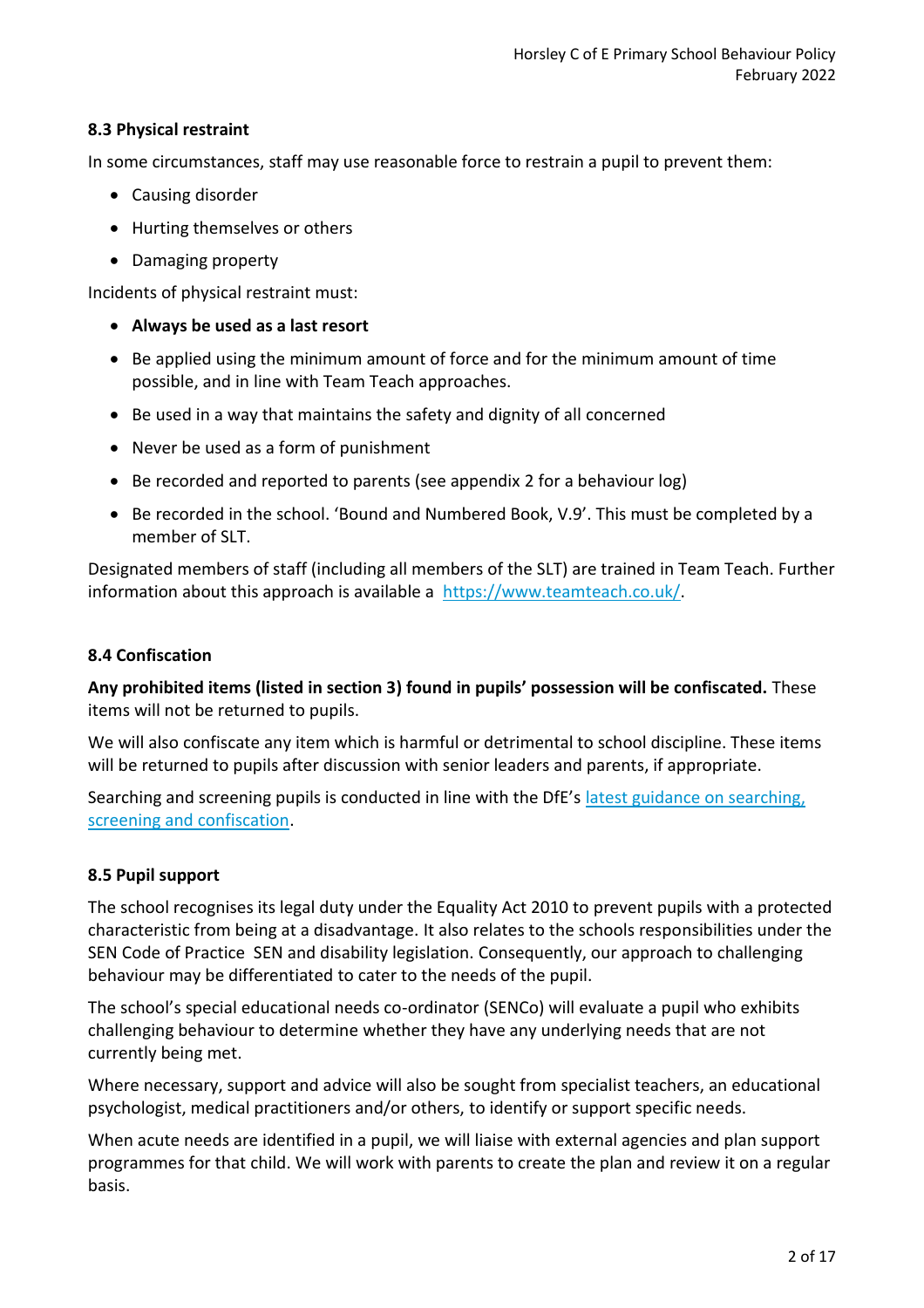### 8.3 Physical restraint

In some circumstances, staff may use reasonable force to restrain a pupil to prevent them:

- Causing disorder
- Hurting themselves or others
- Damaging property

Incidents of physical restraint must:

- **Always be used as a last resort**
- Be applied using the minimum amount of force and for the minimum amount of time possible, and in line with Team Teach approaches.
- Be used in a way that maintains the safety and dignity of all concerned
- Never be used as a form of punishment
- Be recorded and reported to parents (see appendix 2 for a behaviour log)
- Be recorded in the school. 'Bound and Numbered Book, V.9'. This must be completed by a member of SLT.

Designated members of staff (including all members of the SLT) are trained in Team Teach. Further information about this approach is available a [https://www.teamteach.co.uk/](https://www.teamteach.co.uk/).

### 8.4 Confiscation

**Any prohibited items (listed in section 3) found in pupils' possession will be confiscated.** These items will not be returned to pupils.

We will also confiscate any item which is harmful or detrimental to school discipline. These items will be returned to pupils after discussion with senior leaders and parents, if appropriate.

Searching and screening pupils is conducted in line with the DfE's latest guidance on searching, screening and confiscation.

### 8.5 Pupil support

The school recognises its legal duty under the Equality Act 2010 to prevent pupils with a protected characteristic from being at a disadvantage. It also relates to the schools responsibilities under the SEN Code of Practice SEN and disability legislation. Consequently, our approach to challenging behaviour may be differentiated to cater to the needs of the pupil.

The school's special educational needs co-ordinator (SENCo) will evaluate a pupil who exhibits challenging behaviour to determine whether they have any underlying needs that are not currently being met.

Where necessary, support and advice will also be sought from specialist teachers, an educational psychologist, medical practitioners and/or others, to identify or support specific needs.

When acute needs are identified in a pupil, we will liaise with external agencies and plan support programmes for that child. We will work with parents to create the plan and review it on a regular basis.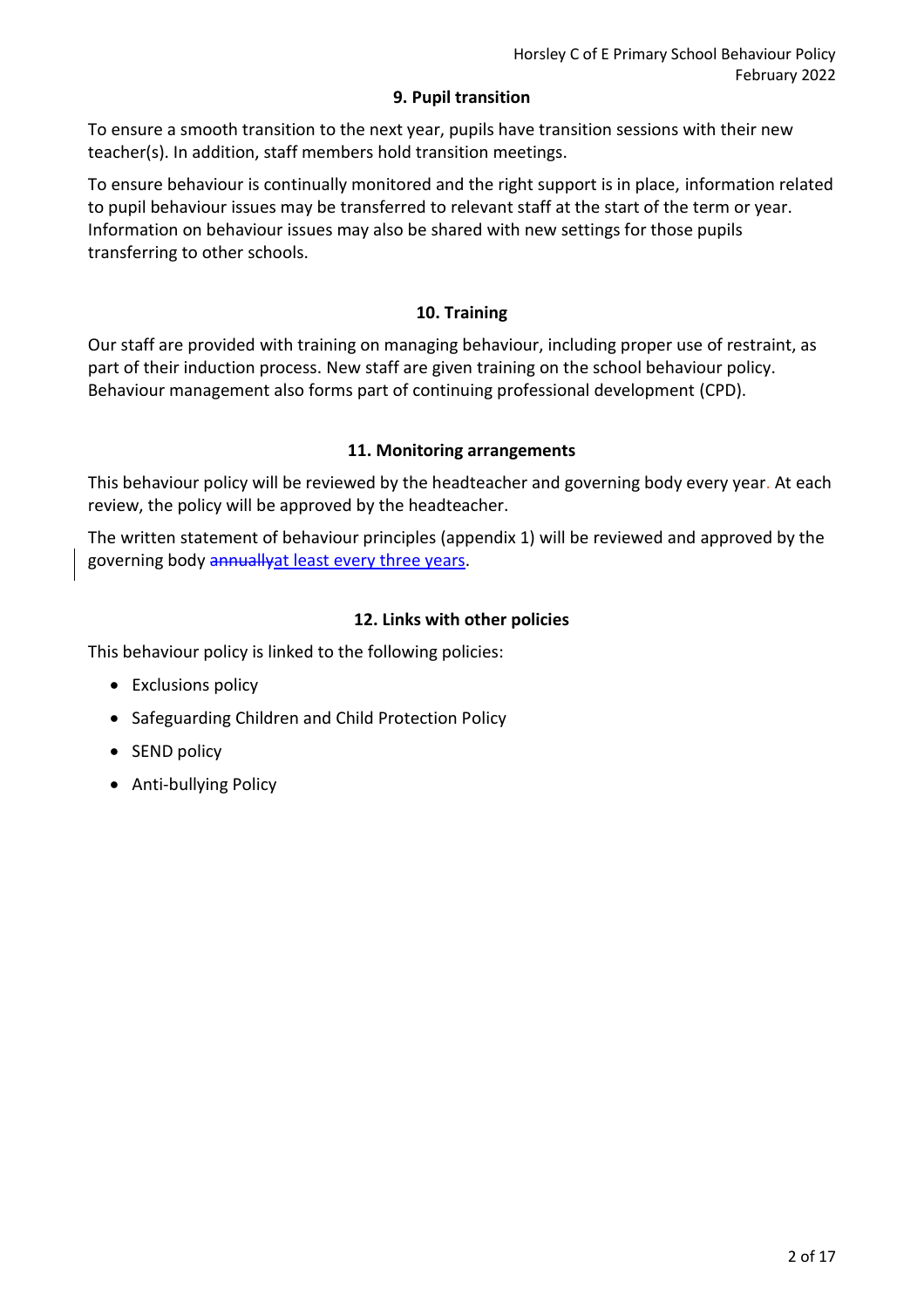## 9. Pupil transition

To ensure a smooth transition to the next year, pupils have transition sessions with their new teacher(s). In addition, staff members hold transition meetings.

To ensure behaviour is continually monitored and the right support is in place, information related to pupil behaviour issues may be transferred to relevant staff at the start of the term or year. Information on behaviour issues may also be shared with new settings for those pupils transferring to other schools.

## 10. Training

Our staff are provided with training on managing behaviour, including proper use of restraint, as part of their induction process. New staff are given training on the school behaviour policy. Behaviour management also forms part of continuing professional development (CPD).

## 11. Monitoring arrangements

This behaviour policy will be reviewed by the headteacher and governing body every year. At each review, the policy will be approved by the headteacher.

The written statement of behaviour principles (appendix 1) will be reviewed and approved by the governing body ~~annually~~at least every three years.

## 12. Links with other policies

This behaviour policy is linked to the following policies:

- Exclusions policy
- Safeguarding Children and Child Protection Policy
- SEND policy
- Anti-bullying Policy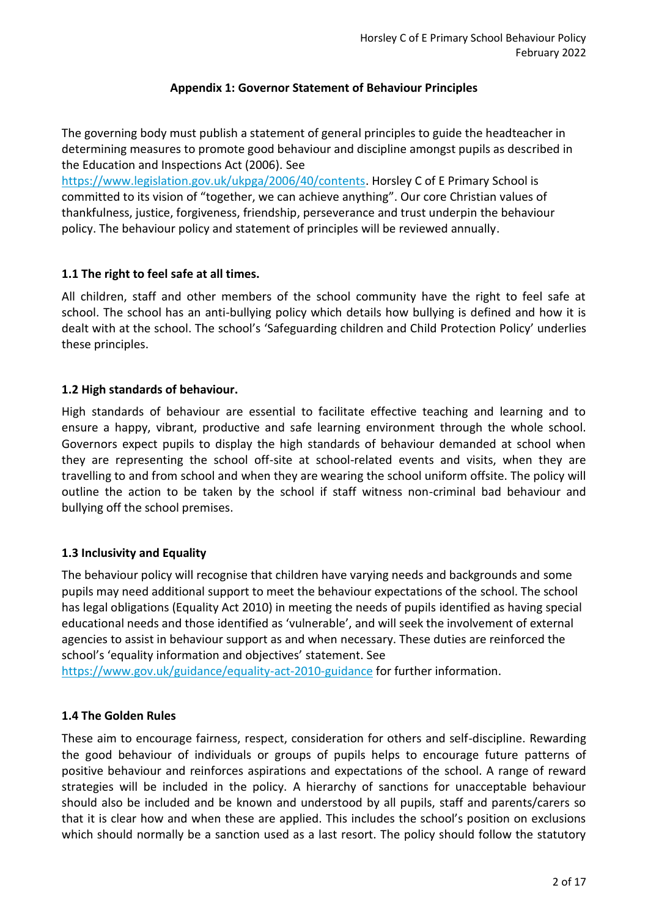## Appendix 1: Governor Statement of Behaviour Principles

The governing body must publish a statement of general principles to guide the headteacher in determining measures to promote good behaviour and discipline amongst pupils as described in the Education and Inspections Act (2006). See https://www.legislation.gov.uk/ukpga/2006/40/contents. Horsley C of E Primary School is committed to its vision of "together, we can achieve anything". Our core Christian values of thankfulness, justice, forgiveness, friendship, perseverance and trust underpin the behaviour policy. The behaviour policy and statement of principles will be reviewed annually.

### 1.1 The right to feel safe at all times.

All children, staff and other members of the school community have the right to feel safe at school. The school has an anti-bullying policy which details how bullying is defined and how it is dealt with at the school. The school's 'Safeguarding children and Child Protection Policy' underlies these principles.

### 1.2 High standards of behaviour.

High standards of behaviour are essential to facilitate effective teaching and learning and to ensure a happy, vibrant, productive and safe learning environment through the whole school. Governors expect pupils to display the high standards of behaviour demanded at school when they are representing the school off-site at school-related events and visits, when they are travelling to and from school and when they are wearing the school uniform offsite. The policy will outline the action to be taken by the school if staff witness non-criminal bad behaviour and bullying off the school premises.

### 1.3 Inclusivity and Equality

The behaviour policy will recognise that children have varying needs and backgrounds and some pupils may need additional support to meet the behaviour expectations of the school. The school has legal obligations (Equality Act 2010) in meeting the needs of pupils identified as having special educational needs and those identified as 'vulnerable', and will seek the involvement of external agencies to assist in behaviour support as and when necessary. These duties are reinforced the school's 'equality information and objectives' statement. See https://www.gov.uk/guidance/equality-act-2010-guidance for further information.

### 1.4 The Golden Rules

These aim to encourage fairness, respect, consideration for others and self-discipline. Rewarding the good behaviour of individuals or groups of pupils helps to encourage future patterns of positive behaviour and reinforces aspirations and expectations of the school. A range of reward strategies will be included in the policy. A hierarchy of sanctions for unacceptable behaviour should also be included and be known and understood by all pupils, staff and parents/carers so that it is clear how and when these are applied. This includes the school's position on exclusions which should normally be a sanction used as a last resort. The policy should follow the statutory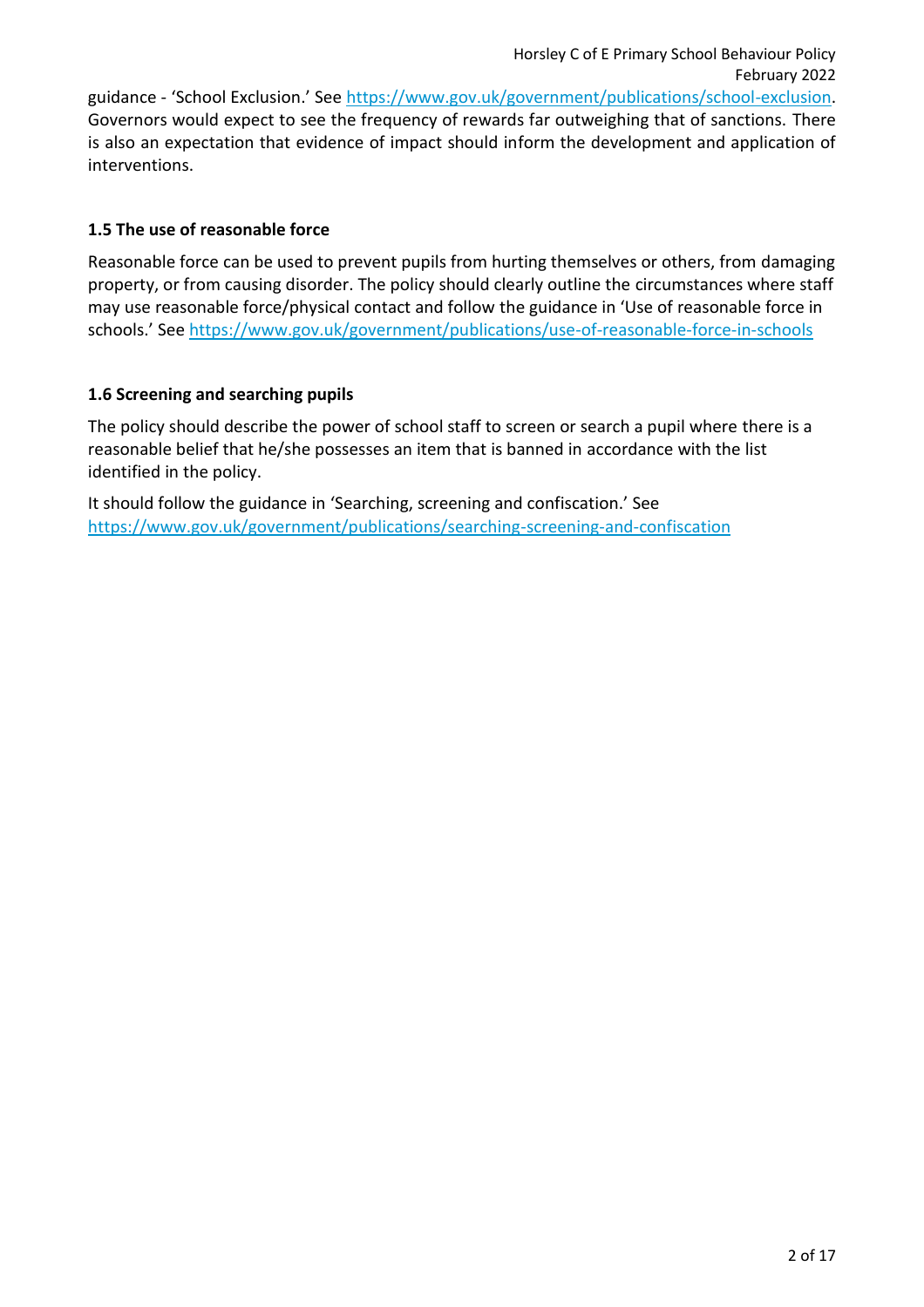guidance - 'School Exclusion.' See https://www.gov.uk/government/publications/school-exclusion. Governors would expect to see the frequency of rewards far outweighing that of sanctions. There is also an expectation that evidence of impact should inform the development and application of interventions.

### 1.5 The use of reasonable force

Reasonable force can be used to prevent pupils from hurting themselves or others, from damaging property, or from causing disorder. The policy should clearly outline the circumstances where staff may use reasonable force/physical contact and follow the guidance in 'Use of reasonable force in schools.' See https://www.gov.uk/government/publications/use-of-reasonable-force-in-schools

### 1.6 Screening and searching pupils

The policy should describe the power of school staff to screen or search a pupil where there is a reasonable belief that he/she possesses an item that is banned in accordance with the list identified in the policy.

It should follow the guidance in 'Searching, screening and confiscation.' See https://www.gov.uk/government/publications/searching-screening-and-confiscation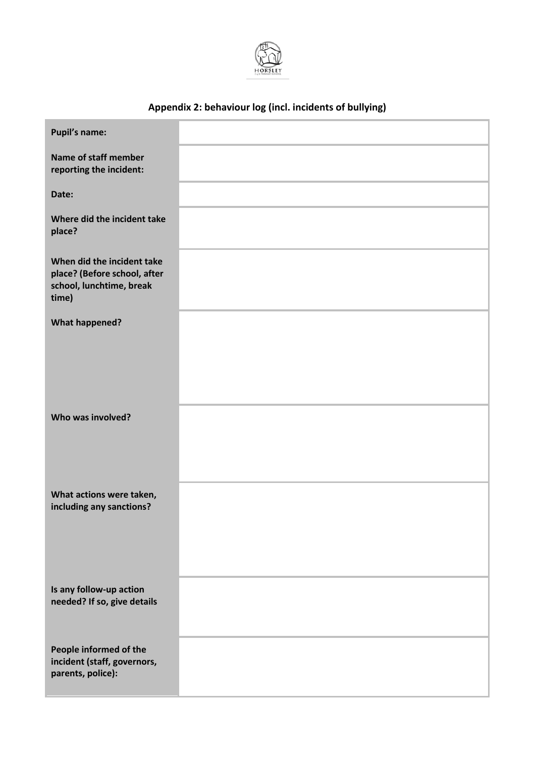## Appendix 2: behaviour log (incl. incidents of bullying)

| | |
|---|---|
| **Pupil's name:** | |
| **Name of staff member reporting the incident:** | |
| **Date:** | |
| **Where did the incident take place?** | |
| **When did the incident take place? (Before school, after school, lunchtime, break time)** | |
| **What happened?** | |
| **Who was involved?** | |
| **What actions were taken, including any sanctions?** | |
| **Is any follow-up action needed? If so, give details** | |
| **People informed of the incident (staff, governors, parents, police):** | |